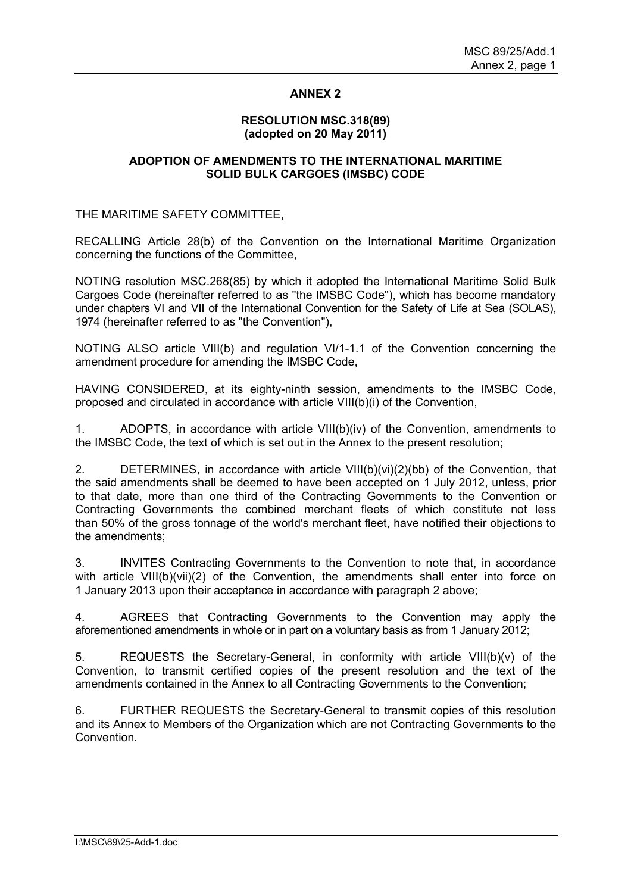# ANNEX 2

## RESOLUTION MSC.318(89)
## (adopted on 20 May 2011)

## ADOPTION OF AMENDMENTS TO THE INTERNATIONAL MARITIME SOLID BULK CARGOES (IMSBC) CODE

THE MARITIME SAFETY COMMITTEE,

RECALLING Article 28(b) of the Convention on the International Maritime Organization concerning the functions of the Committee,

NOTING resolution MSC.268(85) by which it adopted the International Maritime Solid Bulk Cargoes Code (hereinafter referred to as "the IMSBC Code"), which has become mandatory under chapters VI and VII of the International Convention for the Safety of Life at Sea (SOLAS), 1974 (hereinafter referred to as "the Convention"),

NOTING ALSO article VIII(b) and regulation VI/1-1.1 of the Convention concerning the amendment procedure for amending the IMSBC Code,

HAVING CONSIDERED, at its eighty-ninth session, amendments to the IMSBC Code, proposed and circulated in accordance with article VIII(b)(i) of the Convention,

1. ADOPTS, in accordance with article VIII(b)(iv) of the Convention, amendments to the IMSBC Code, the text of which is set out in the Annex to the present resolution;

2. DETERMINES, in accordance with article VIII(b)(vi)(2)(bb) of the Convention, that the said amendments shall be deemed to have been accepted on 1 July 2012, unless, prior to that date, more than one third of the Contracting Governments to the Convention or Contracting Governments the combined merchant fleets of which constitute not less than 50% of the gross tonnage of the world's merchant fleet, have notified their objections to the amendments;

3. INVITES Contracting Governments to the Convention to note that, in accordance with article VIII(b)(vii)(2) of the Convention, the amendments shall enter into force on 1 January 2013 upon their acceptance in accordance with paragraph 2 above;

4. AGREES that Contracting Governments to the Convention may apply the aforementioned amendments in whole or in part on a voluntary basis as from 1 January 2012;

5. REQUESTS the Secretary-General, in conformity with article VIII(b)(v) of the Convention, to transmit certified copies of the present resolution and the text of the amendments contained in the Annex to all Contracting Governments to the Convention;

6. FURTHER REQUESTS the Secretary-General to transmit copies of this resolution and its Annex to Members of the Organization which are not Contracting Governments to the Convention.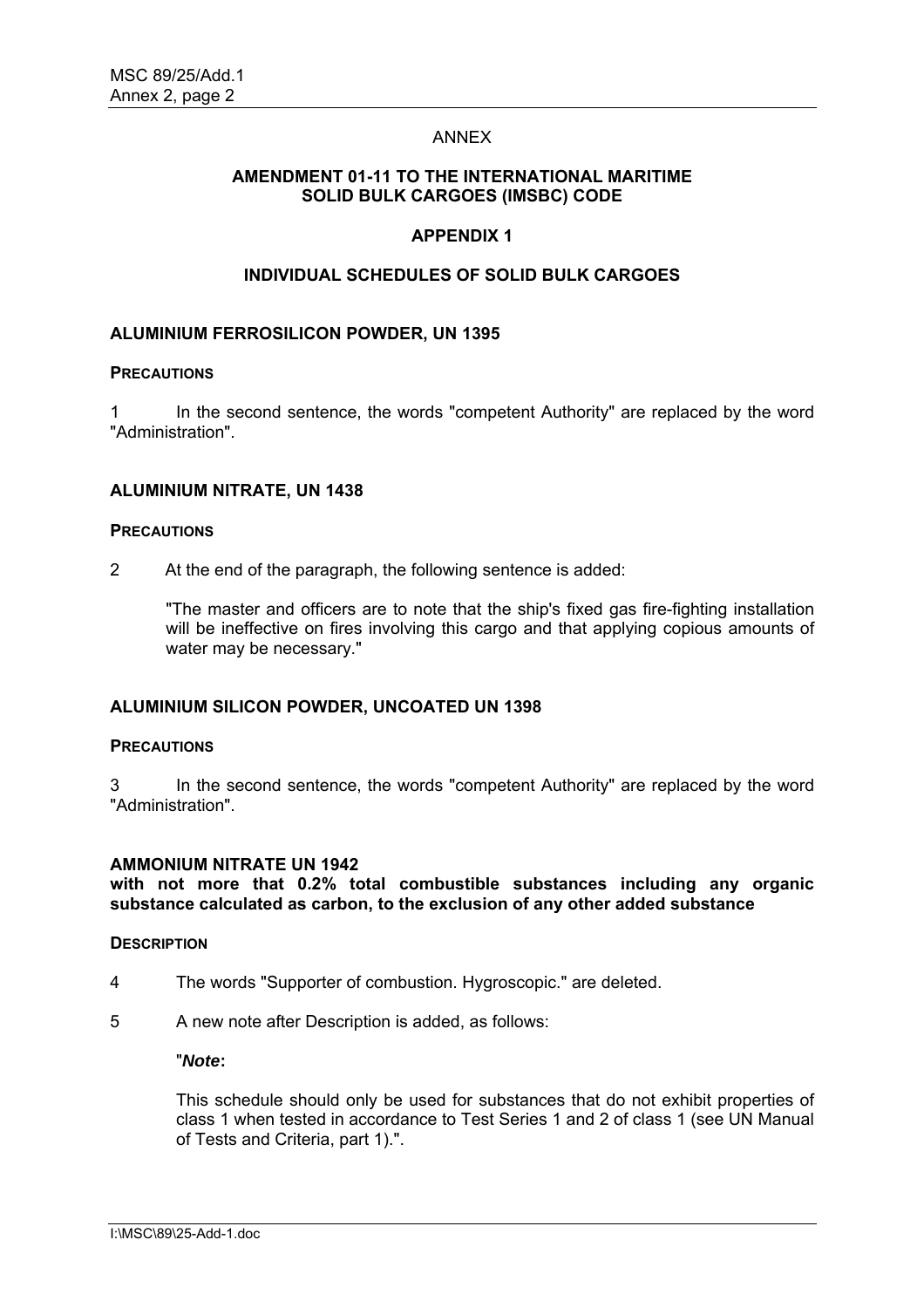ANNEX

**AMENDMENT 01-11 TO THE INTERNATIONAL MARITIME SOLID BULK CARGOES (IMSBC) CODE**

**APPENDIX 1**

**INDIVIDUAL SCHEDULES OF SOLID BULK CARGOES**

**ALUMINIUM FERROSILICON POWDER, UN 1395**

**PRECAUTIONS**

1 In the second sentence, the words "competent Authority" are replaced by the word "Administration".

**ALUMINIUM NITRATE, UN 1438**

**PRECAUTIONS**

2 At the end of the paragraph, the following sentence is added:

"The master and officers are to note that the ship's fixed gas fire-fighting installation will be ineffective on fires involving this cargo and that applying copious amounts of water may be necessary."

**ALUMINIUM SILICON POWDER, UNCOATED UN 1398**

**PRECAUTIONS**

3 In the second sentence, the words "competent Authority" are replaced by the word "Administration".

**AMMONIUM NITRATE UN 1942**
**with not more that 0.2% total combustible substances including any organic substance calculated as carbon, to the exclusion of any other added substance**

**DESCRIPTION**

4 The words "Supporter of combustion. Hygroscopic." are deleted.

5 A new note after Description is added, as follows:

"***Note*:**

This schedule should only be used for substances that do not exhibit properties of class 1 when tested in accordance to Test Series 1 and 2 of class 1 (see UN Manual of Tests and Criteria, part 1).".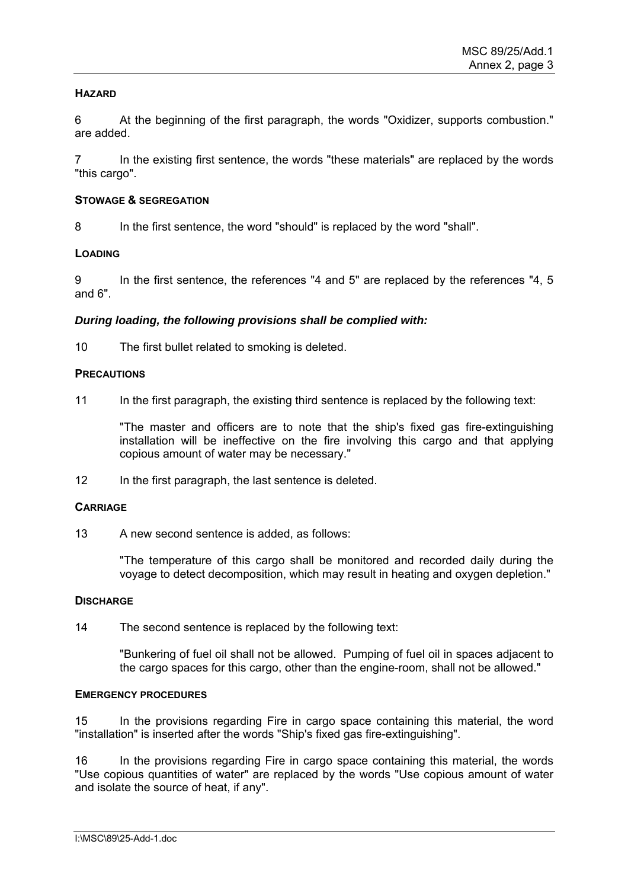**HAZARD**

6 At the beginning of the first paragraph, the words "Oxidizer, supports combustion." are added.

7 In the existing first sentence, the words "these materials" are replaced by the words "this cargo".

**STOWAGE & SEGREGATION**

8 In the first sentence, the word "should" is replaced by the word "shall".

**LOADING**

9 In the first sentence, the references "4 and 5" are replaced by the references "4, 5 and 6".

***During loading, the following provisions shall be complied with:***

10 The first bullet related to smoking is deleted.

**PRECAUTIONS**

11 In the first paragraph, the existing third sentence is replaced by the following text:

> "The master and officers are to note that the ship's fixed gas fire-extinguishing installation will be ineffective on the fire involving this cargo and that applying copious amount of water may be necessary."

12 In the first paragraph, the last sentence is deleted.

**CARRIAGE**

13 A new second sentence is added, as follows:

> "The temperature of this cargo shall be monitored and recorded daily during the voyage to detect decomposition, which may result in heating and oxygen depletion."

**DISCHARGE**

14 The second sentence is replaced by the following text:

> "Bunkering of fuel oil shall not be allowed. Pumping of fuel oil in spaces adjacent to the cargo spaces for this cargo, other than the engine-room, shall not be allowed."

**EMERGENCY PROCEDURES**

15 In the provisions regarding Fire in cargo space containing this material, the word "installation" is inserted after the words "Ship's fixed gas fire-extinguishing".

16 In the provisions regarding Fire in cargo space containing this material, the words "Use copious quantities of water" are replaced by the words "Use copious amount of water and isolate the source of heat, if any".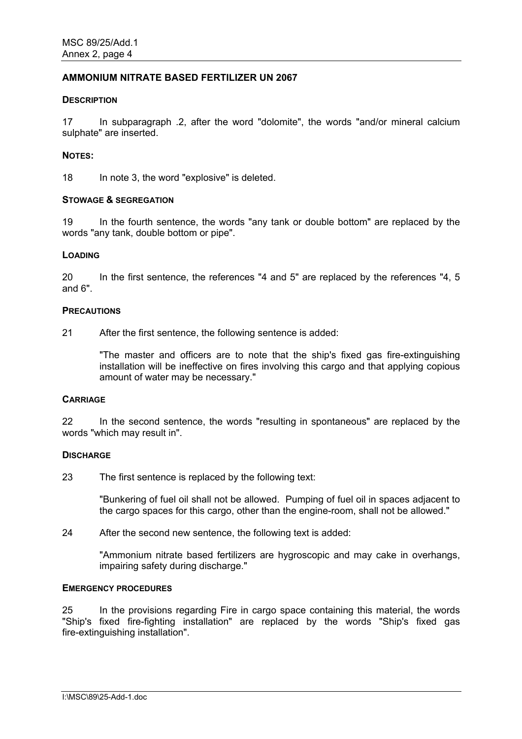## AMMONIUM NITRATE BASED FERTILIZER UN 2067

### DESCRIPTION

17 In subparagraph .2, after the word "dolomite", the words "and/or mineral calcium sulphate" are inserted.

### NOTES:

18 In note 3, the word "explosive" is deleted.

### STOWAGE & SEGREGATION

19 In the fourth sentence, the words "any tank or double bottom" are replaced by the words "any tank, double bottom or pipe".

### LOADING

20 In the first sentence, the references "4 and 5" are replaced by the references "4, 5 and 6".

### PRECAUTIONS

21 After the first sentence, the following sentence is added:

> "The master and officers are to note that the ship's fixed gas fire-extinguishing installation will be ineffective on fires involving this cargo and that applying copious amount of water may be necessary."

### CARRIAGE

22 In the second sentence, the words "resulting in spontaneous" are replaced by the words "which may result in".

### DISCHARGE

23 The first sentence is replaced by the following text:

> "Bunkering of fuel oil shall not be allowed. Pumping of fuel oil in spaces adjacent to the cargo spaces for this cargo, other than the engine-room, shall not be allowed."

24 After the second new sentence, the following text is added:

> "Ammonium nitrate based fertilizers are hygroscopic and may cake in overhangs, impairing safety during discharge."

### EMERGENCY PROCEDURES

25 In the provisions regarding Fire in cargo space containing this material, the words "Ship's fixed fire-fighting installation" are replaced by the words "Ship's fixed gas fire-extinguishing installation".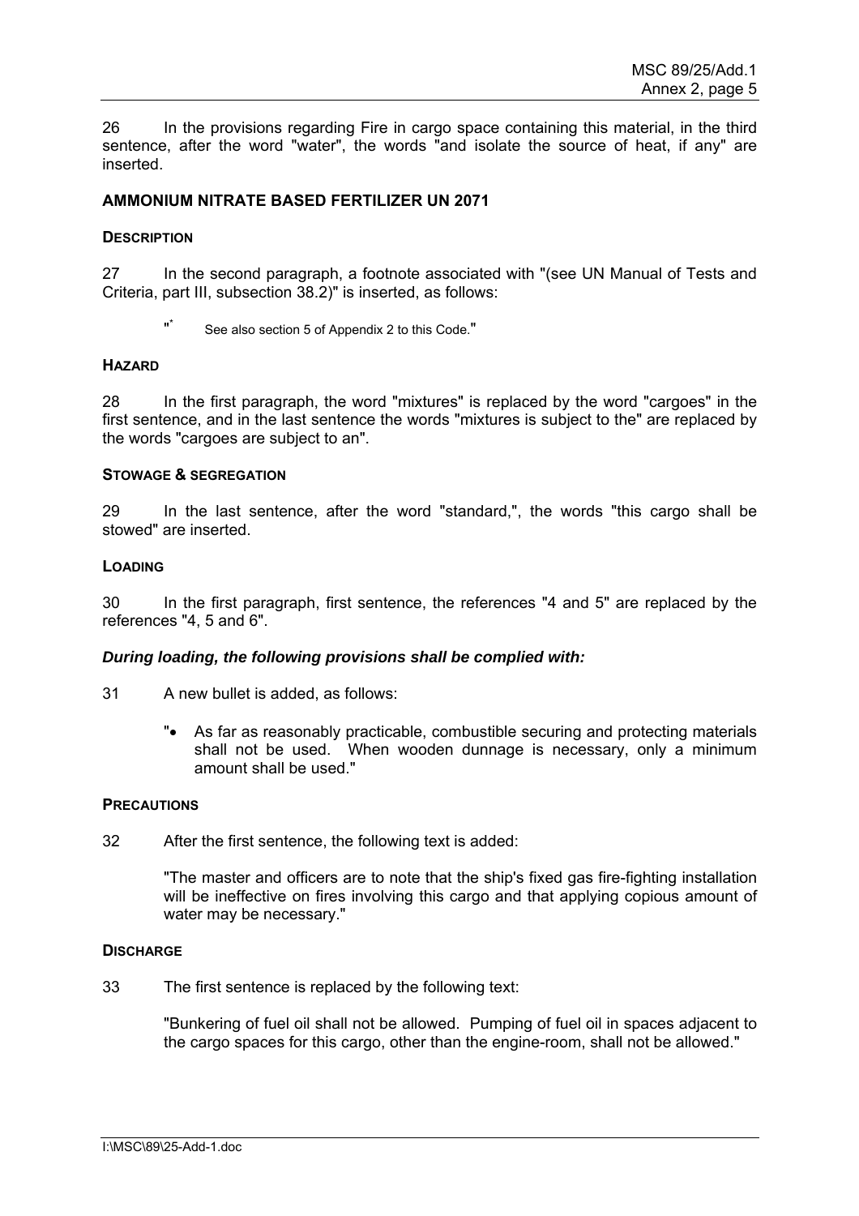26 In the provisions regarding Fire in cargo space containing this material, in the third sentence, after the word "water", the words "and isolate the source of heat, if any" are inserted.

## AMMONIUM NITRATE BASED FERTILIZER UN 2071

### DESCRIPTION

27 In the second paragraph, a footnote associated with "(see UN Manual of Tests and Criteria, part III, subsection 38.2)" is inserted, as follows:

> "* See also section 5 of Appendix 2 to this Code."

### HAZARD

28 In the first paragraph, the word "mixtures" is replaced by the word "cargoes" in the first sentence, and in the last sentence the words "mixtures is subject to the" are replaced by the words "cargoes are subject to an".

### STOWAGE & SEGREGATION

29 In the last sentence, after the word "standard,", the words "this cargo shall be stowed" are inserted.

### LOADING

30 In the first paragraph, first sentence, the references "4 and 5" are replaced by the references "4, 5 and 6".

***During loading, the following provisions shall be complied with:***

31 A new bullet is added, as follows:

> "• As far as reasonably practicable, combustible securing and protecting materials shall not be used. When wooden dunnage is necessary, only a minimum amount shall be used."

### PRECAUTIONS

32 After the first sentence, the following text is added:

> "The master and officers are to note that the ship's fixed gas fire-fighting installation will be ineffective on fires involving this cargo and that applying copious amount of water may be necessary."

### DISCHARGE

33 The first sentence is replaced by the following text:

> "Bunkering of fuel oil shall not be allowed. Pumping of fuel oil in spaces adjacent to the cargo spaces for this cargo, other than the engine-room, shall not be allowed."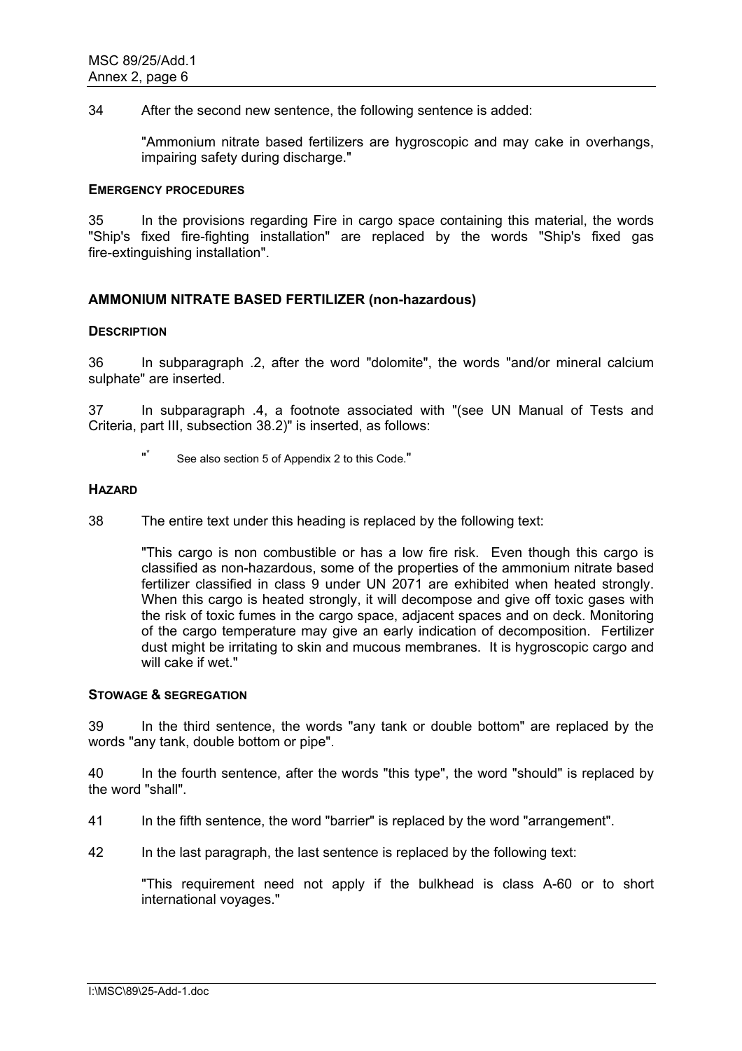34 After the second new sentence, the following sentence is added:

> "Ammonium nitrate based fertilizers are hygroscopic and may cake in overhangs, impairing safety during discharge."

**EMERGENCY PROCEDURES**

35 In the provisions regarding Fire in cargo space containing this material, the words "Ship's fixed fire-fighting installation" are replaced by the words "Ship's fixed gas fire-extinguishing installation".

## AMMONIUM NITRATE BASED FERTILIZER (non-hazardous)

**DESCRIPTION**

36 In subparagraph .2, after the word "dolomite", the words "and/or mineral calcium sulphate" are inserted.

37 In subparagraph .4, a footnote associated with "(see UN Manual of Tests and Criteria, part III, subsection 38.2)" is inserted, as follows:

> "* See also section 5 of Appendix 2 to this Code."

**HAZARD**

38 The entire text under this heading is replaced by the following text:

> "This cargo is non combustible or has a low fire risk. Even though this cargo is classified as non-hazardous, some of the properties of the ammonium nitrate based fertilizer classified in class 9 under UN 2071 are exhibited when heated strongly. When this cargo is heated strongly, it will decompose and give off toxic gases with the risk of toxic fumes in the cargo space, adjacent spaces and on deck. Monitoring of the cargo temperature may give an early indication of decomposition. Fertilizer dust might be irritating to skin and mucous membranes. It is hygroscopic cargo and will cake if wet."

**STOWAGE & SEGREGATION**

39 In the third sentence, the words "any tank or double bottom" are replaced by the words "any tank, double bottom or pipe".

40 In the fourth sentence, after the words "this type", the word "should" is replaced by the word "shall".

41 In the fifth sentence, the word "barrier" is replaced by the word "arrangement".

42 In the last paragraph, the last sentence is replaced by the following text:

> "This requirement need not apply if the bulkhead is class A-60 or to short international voyages."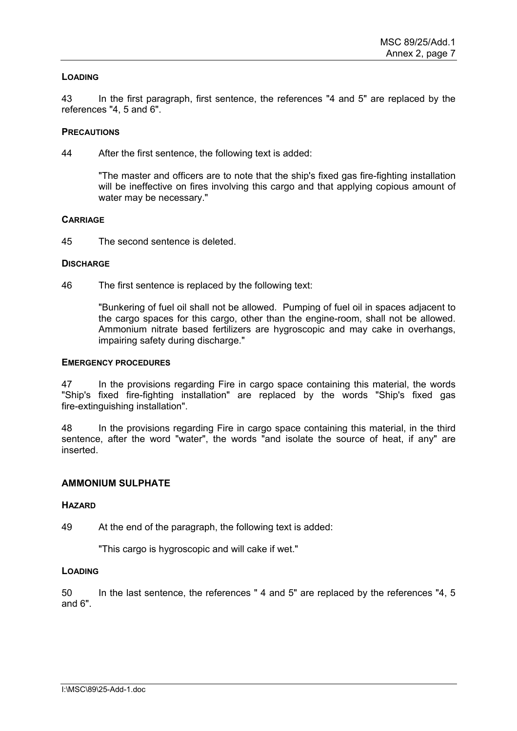**LOADING**

43 In the first paragraph, first sentence, the references "4 and 5" are replaced by the references "4, 5 and 6".

**PRECAUTIONS**

44 After the first sentence, the following text is added:

> "The master and officers are to note that the ship's fixed gas fire-fighting installation will be ineffective on fires involving this cargo and that applying copious amount of water may be necessary."

**CARRIAGE**

45 The second sentence is deleted.

**DISCHARGE**

46 The first sentence is replaced by the following text:

> "Bunkering of fuel oil shall not be allowed. Pumping of fuel oil in spaces adjacent to the cargo spaces for this cargo, other than the engine-room, shall not be allowed. Ammonium nitrate based fertilizers are hygroscopic and may cake in overhangs, impairing safety during discharge."

**EMERGENCY PROCEDURES**

47 In the provisions regarding Fire in cargo space containing this material, the words "Ship's fixed fire-fighting installation" are replaced by the words "Ship's fixed gas fire-extinguishing installation".

48 In the provisions regarding Fire in cargo space containing this material, in the third sentence, after the word "water", the words "and isolate the source of heat, if any" are inserted.

## AMMONIUM SULPHATE

**HAZARD**

49 At the end of the paragraph, the following text is added:

> "This cargo is hygroscopic and will cake if wet."

**LOADING**

50 In the last sentence, the references " 4 and 5" are replaced by the references "4, 5 and 6".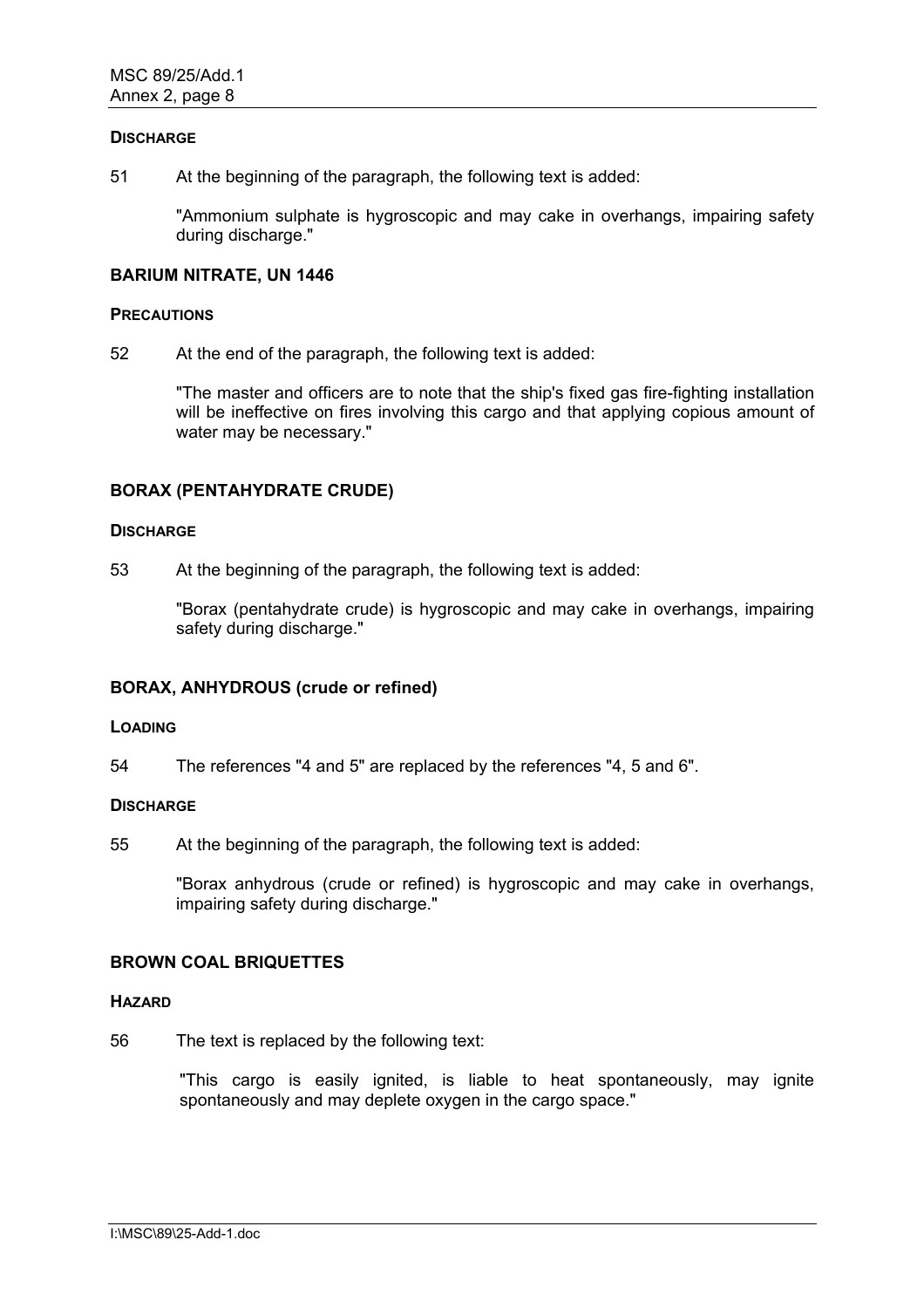**DISCHARGE**

51 At the beginning of the paragraph, the following text is added:

> "Ammonium sulphate is hygroscopic and may cake in overhangs, impairing safety during discharge."

### BARIUM NITRATE, UN 1446

**PRECAUTIONS**

52 At the end of the paragraph, the following text is added:

> "The master and officers are to note that the ship's fixed gas fire-fighting installation will be ineffective on fires involving this cargo and that applying copious amount of water may be necessary."

### BORAX (PENTAHYDRATE CRUDE)

**DISCHARGE**

53 At the beginning of the paragraph, the following text is added:

> "Borax (pentahydrate crude) is hygroscopic and may cake in overhangs, impairing safety during discharge."

### BORAX, ANHYDROUS (crude or refined)

**LOADING**

54 The references "4 and 5" are replaced by the references "4, 5 and 6".

**DISCHARGE**

55 At the beginning of the paragraph, the following text is added:

> "Borax anhydrous (crude or refined) is hygroscopic and may cake in overhangs, impairing safety during discharge."

### BROWN COAL BRIQUETTES

**HAZARD**

56 The text is replaced by the following text:

> "This cargo is easily ignited, is liable to heat spontaneously, may ignite spontaneously and may deplete oxygen in the cargo space."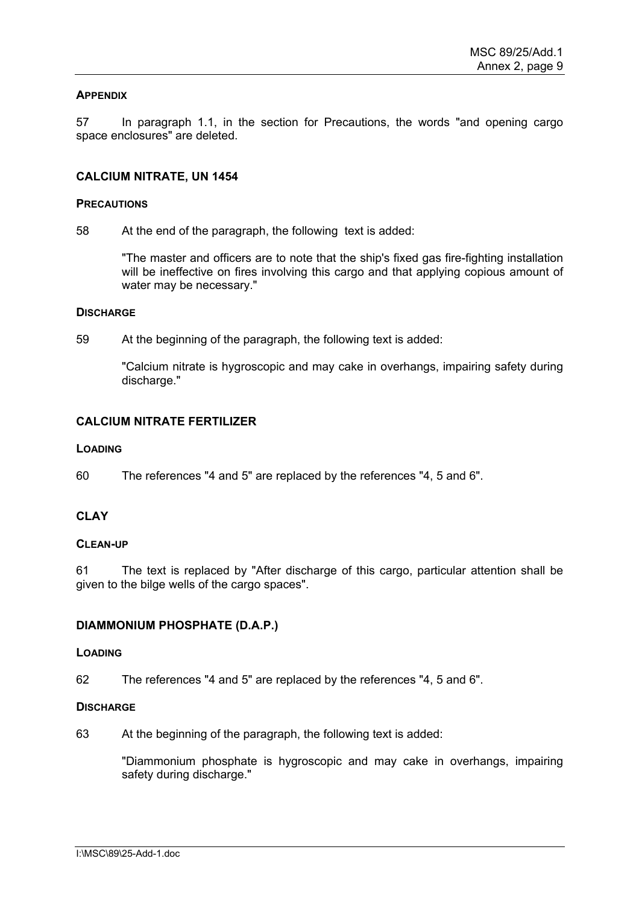**APPENDIX**

57 In paragraph 1.1, in the section for Precautions, the words "and opening cargo space enclosures" are deleted.

### CALCIUM NITRATE, UN 1454

**PRECAUTIONS**

58 At the end of the paragraph, the following text is added:

> "The master and officers are to note that the ship's fixed gas fire-fighting installation will be ineffective on fires involving this cargo and that applying copious amount of water may be necessary."

**DISCHARGE**

59 At the beginning of the paragraph, the following text is added:

> "Calcium nitrate is hygroscopic and may cake in overhangs, impairing safety during discharge."

### CALCIUM NITRATE FERTILIZER

**LOADING**

60 The references "4 and 5" are replaced by the references "4, 5 and 6".

### CLAY

**CLEAN-UP**

61 The text is replaced by "After discharge of this cargo, particular attention shall be given to the bilge wells of the cargo spaces".

### DIAMMONIUM PHOSPHATE (D.A.P.)

**LOADING**

62 The references "4 and 5" are replaced by the references "4, 5 and 6".

**DISCHARGE**

63 At the beginning of the paragraph, the following text is added:

> "Diammonium phosphate is hygroscopic and may cake in overhangs, impairing safety during discharge."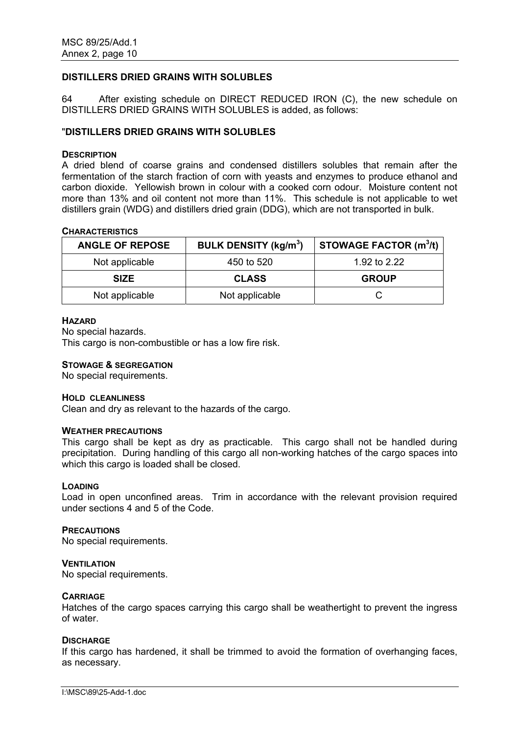## DISTILLERS DRIED GRAINS WITH SOLUBLES

64 After existing schedule on DIRECT REDUCED IRON (C), the new schedule on DISTILLERS DRIED GRAINS WITH SOLUBLES is added, as follows:

### "DISTILLERS DRIED GRAINS WITH SOLUBLES

**DESCRIPTION**

A dried blend of coarse grains and condensed distillers solubles that remain after the fermentation of the starch fraction of corn with yeasts and enzymes to produce ethanol and carbon dioxide. Yellowish brown in colour with a cooked corn odour. Moisture content not more than 13% and oil content not more than 11%. This schedule is not applicable to wet distillers grain (WDG) and distillers dried grain (DDG), which are not transported in bulk.

**CHARACTERISTICS**

| ANGLE OF REPOSE | BULK DENSITY (kg/m$^3$) | STOWAGE FACTOR (m$^3$/t) |
|---|---|---|
| Not applicable | 450 to 520 | 1.92 to 2.22 |
| **SIZE** | **CLASS** | **GROUP** |
| Not applicable | Not applicable | C |

**HAZARD**

No special hazards.
This cargo is non-combustible or has a low fire risk.

**STOWAGE & SEGREGATION**

No special requirements.

**HOLD CLEANLINESS**

Clean and dry as relevant to the hazards of the cargo.

**WEATHER PRECAUTIONS**

This cargo shall be kept as dry as practicable. This cargo shall not be handled during precipitation. During handling of this cargo all non-working hatches of the cargo spaces into which this cargo is loaded shall be closed.

**LOADING**

Load in open unconfined areas. Trim in accordance with the relevant provision required under sections 4 and 5 of the Code.

**PRECAUTIONS**

No special requirements.

**VENTILATION**

No special requirements.

**CARRIAGE**

Hatches of the cargo spaces carrying this cargo shall be weathertight to prevent the ingress of water.

**DISCHARGE**

If this cargo has hardened, it shall be trimmed to avoid the formation of overhanging faces, as necessary.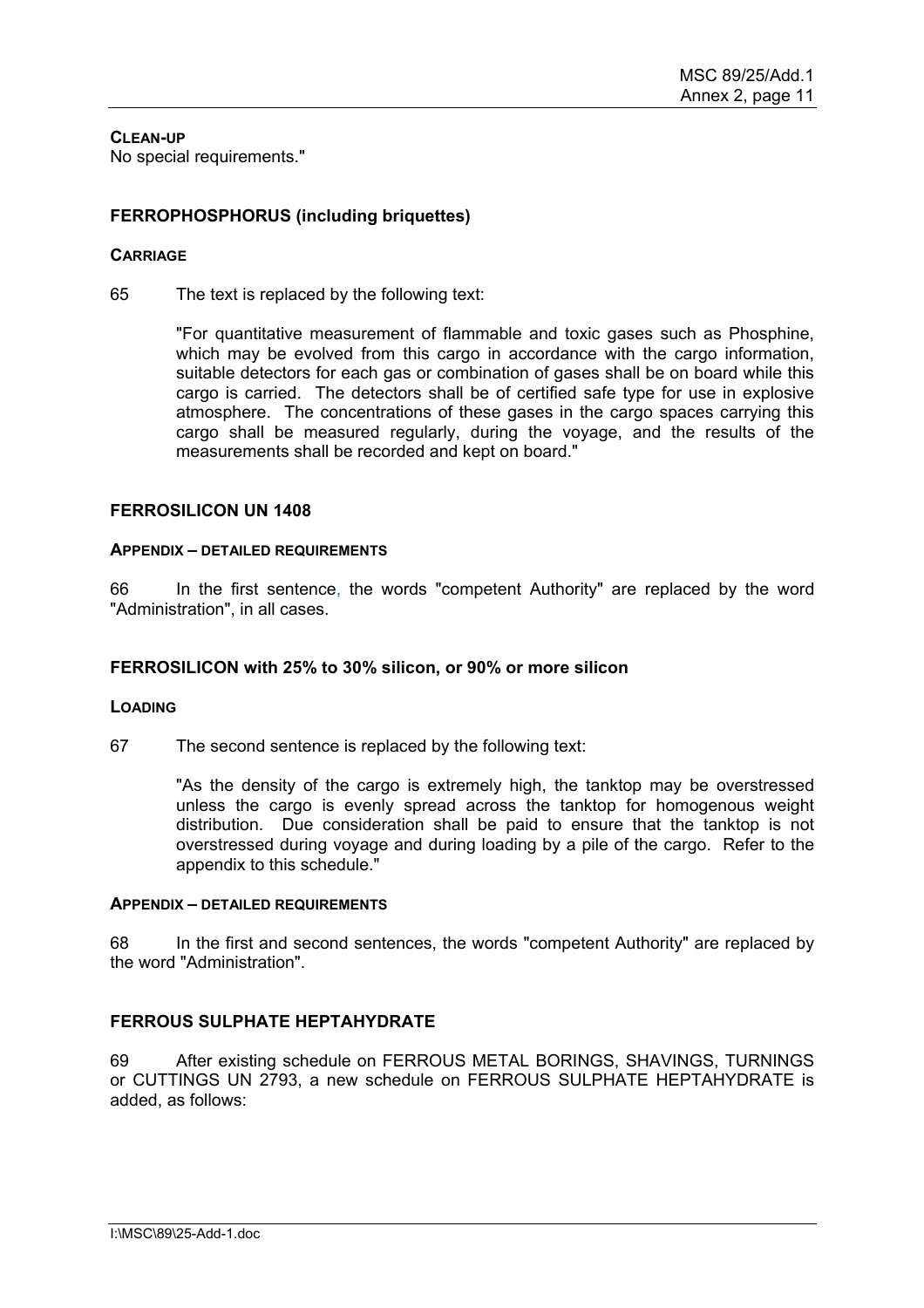**CLEAN-UP**
No special requirements."

### FERROPHOSPHORUS (including briquettes)

**CARRIAGE**

65 The text is replaced by the following text:

> "For quantitative measurement of flammable and toxic gases such as Phosphine, which may be evolved from this cargo in accordance with the cargo information, suitable detectors for each gas or combination of gases shall be on board while this cargo is carried. The detectors shall be of certified safe type for use in explosive atmosphere. The concentrations of these gases in the cargo spaces carrying this cargo shall be measured regularly, during the voyage, and the results of the measurements shall be recorded and kept on board."

### FERROSILICON UN 1408

**APPENDIX – DETAILED REQUIREMENTS**

66 In the first sentence, the words "competent Authority" are replaced by the word "Administration", in all cases.

### FERROSILICON with 25% to 30% silicon, or 90% or more silicon

**LOADING**

67 The second sentence is replaced by the following text:

> "As the density of the cargo is extremely high, the tanktop may be overstressed unless the cargo is evenly spread across the tanktop for homogenous weight distribution. Due consideration shall be paid to ensure that the tanktop is not overstressed during voyage and during loading by a pile of the cargo. Refer to the appendix to this schedule."

**APPENDIX – DETAILED REQUIREMENTS**

68 In the first and second sentences, the words "competent Authority" are replaced by the word "Administration".

### FERROUS SULPHATE HEPTAHYDRATE

69 After existing schedule on FERROUS METAL BORINGS, SHAVINGS, TURNINGS or CUTTINGS UN 2793, a new schedule on FERROUS SULPHATE HEPTAHYDRATE is added, as follows: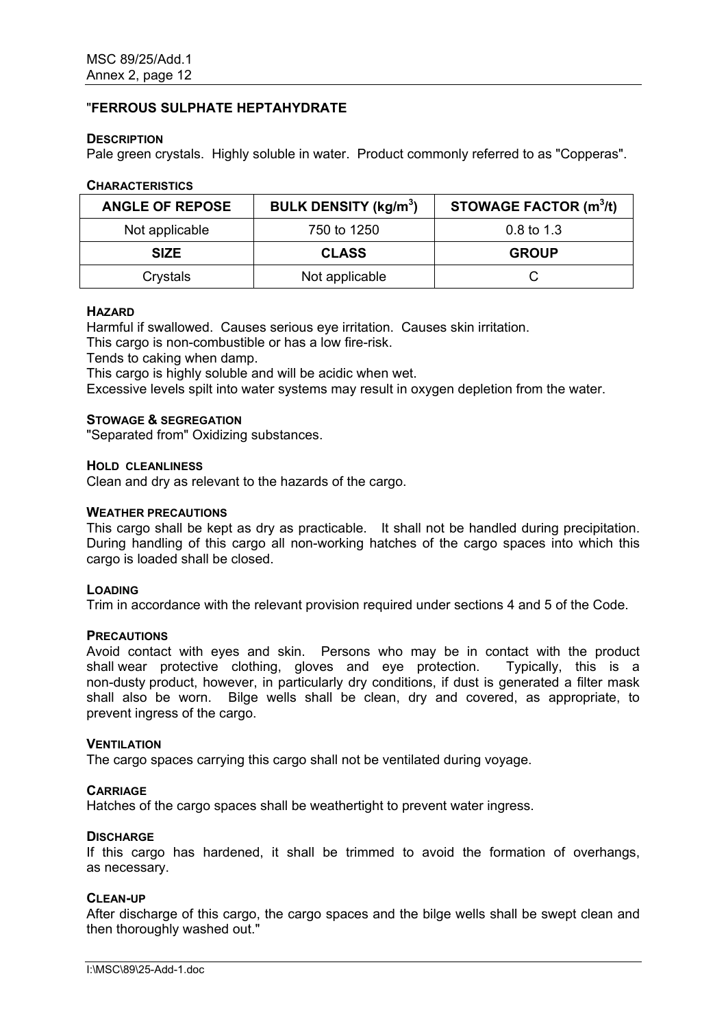"**FERROUS SULPHATE HEPTAHYDRATE**

**DESCRIPTION**

Pale green crystals. Highly soluble in water. Product commonly referred to as "Copperas".

**CHARACTERISTICS**

| ANGLE OF REPOSE | BULK DENSITY (kg/m$^3$) | STOWAGE FACTOR (m$^3$/t) |
|---|---|---|
| Not applicable | 750 to 1250 | 0.8 to 1.3 |
| **SIZE** | **CLASS** | **GROUP** |
| Crystals | Not applicable | C |

**HAZARD**

Harmful if swallowed. Causes serious eye irritation. Causes skin irritation.

This cargo is non-combustible or has a low fire-risk.

Tends to caking when damp.

This cargo is highly soluble and will be acidic when wet.

Excessive levels spilt into water systems may result in oxygen depletion from the water.

**STOWAGE & SEGREGATION**

"Separated from" Oxidizing substances.

**HOLD CLEANLINESS**

Clean and dry as relevant to the hazards of the cargo.

**WEATHER PRECAUTIONS**

This cargo shall be kept as dry as practicable. It shall not be handled during precipitation. During handling of this cargo all non-working hatches of the cargo spaces into which this cargo is loaded shall be closed.

**LOADING**

Trim in accordance with the relevant provision required under sections 4 and 5 of the Code.

**PRECAUTIONS**

Avoid contact with eyes and skin. Persons who may be in contact with the product shall wear protective clothing, gloves and eye protection. Typically, this is a non-dusty product, however, in particularly dry conditions, if dust is generated a filter mask shall also be worn. Bilge wells shall be clean, dry and covered, as appropriate, to prevent ingress of the cargo.

**VENTILATION**

The cargo spaces carrying this cargo shall not be ventilated during voyage.

**CARRIAGE**

Hatches of the cargo spaces shall be weathertight to prevent water ingress.

**DISCHARGE**

If this cargo has hardened, it shall be trimmed to avoid the formation of overhangs, as necessary.

**CLEAN-UP**

After discharge of this cargo, the cargo spaces and the bilge wells shall be swept clean and then thoroughly washed out."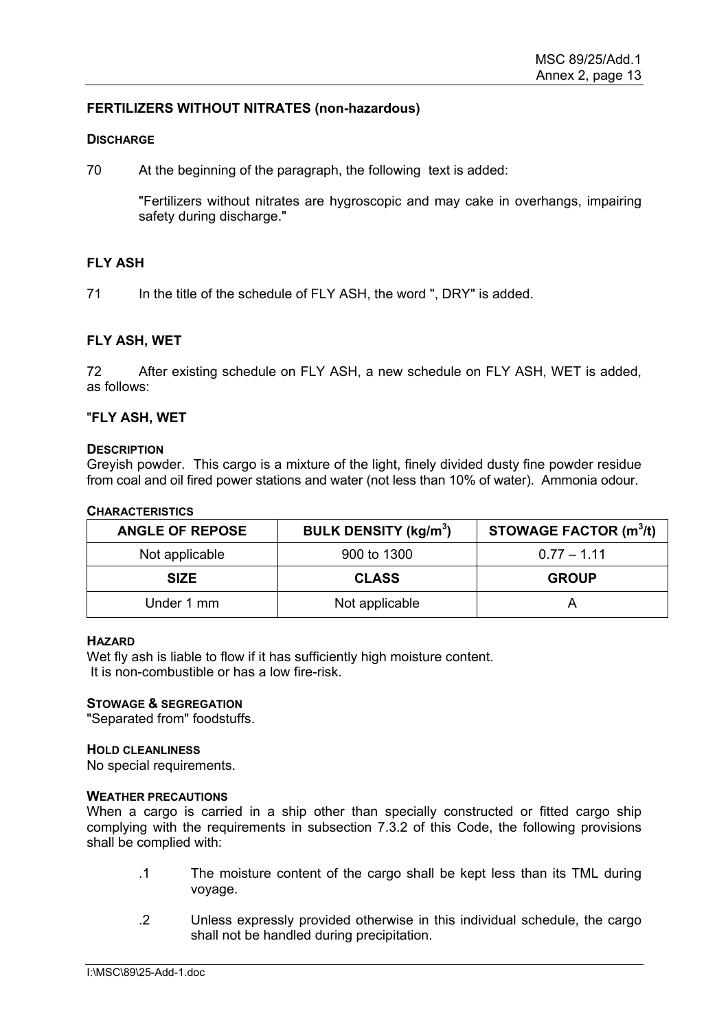### FERTILIZERS WITHOUT NITRATES (non-hazardous)

#### DISCHARGE

70 At the beginning of the paragraph, the following text is added:

> "Fertilizers without nitrates are hygroscopic and may cake in overhangs, impairing safety during discharge."

### FLY ASH

71 In the title of the schedule of FLY ASH, the word ", DRY" is added.

### FLY ASH, WET

72 After existing schedule on FLY ASH, a new schedule on FLY ASH, WET is added, as follows:

### "FLY ASH, WET

#### DESCRIPTION

Greyish powder. This cargo is a mixture of the light, finely divided dusty fine powder residue from coal and oil fired power stations and water (not less than 10% of water). Ammonia odour.

#### CHARACTERISTICS

| ANGLE OF REPOSE | BULK DENSITY (kg/m$^3$) | STOWAGE FACTOR (m$^3$/t) |
|---|---|---|
| Not applicable | 900 to 1300 | 0.77 – 1.11 |
| **SIZE** | **CLASS** | **GROUP** |
| Under 1 mm | Not applicable | A |

#### HAZARD

Wet fly ash is liable to flow if it has sufficiently high moisture content.
It is non-combustible or has a low fire-risk.

#### STOWAGE & SEGREGATION

"Separated from" foodstuffs.

#### HOLD CLEANLINESS

No special requirements.

#### WEATHER PRECAUTIONS

When a cargo is carried in a ship other than specially constructed or fitted cargo ship complying with the requirements in subsection 7.3.2 of this Code, the following provisions shall be complied with:

.1 The moisture content of the cargo shall be kept less than its TML during voyage.

.2 Unless expressly provided otherwise in this individual schedule, the cargo shall not be handled during precipitation.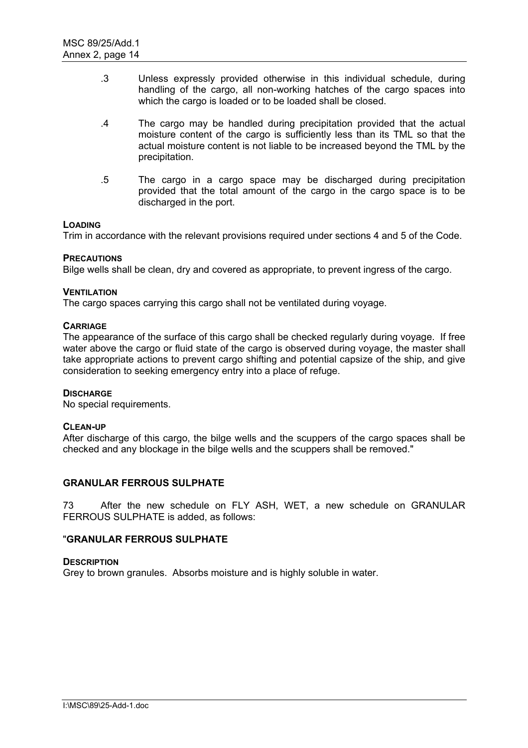.3 Unless expressly provided otherwise in this individual schedule, during handling of the cargo, all non-working hatches of the cargo spaces into which the cargo is loaded or to be loaded shall be closed.

.4 The cargo may be handled during precipitation provided that the actual moisture content of the cargo is sufficiently less than its TML so that the actual moisture content is not liable to be increased beyond the TML by the precipitation.

.5 The cargo in a cargo space may be discharged during precipitation provided that the total amount of the cargo in the cargo space is to be discharged in the port.

**LOADING**

Trim in accordance with the relevant provisions required under sections 4 and 5 of the Code.

**PRECAUTIONS**

Bilge wells shall be clean, dry and covered as appropriate, to prevent ingress of the cargo.

**VENTILATION**

The cargo spaces carrying this cargo shall not be ventilated during voyage.

**CARRIAGE**

The appearance of the surface of this cargo shall be checked regularly during voyage. If free water above the cargo or fluid state of the cargo is observed during voyage, the master shall take appropriate actions to prevent cargo shifting and potential capsize of the ship, and give consideration to seeking emergency entry into a place of refuge.

**DISCHARGE**

No special requirements.

**CLEAN-UP**

After discharge of this cargo, the bilge wells and the scuppers of the cargo spaces shall be checked and any blockage in the bilge wells and the scuppers shall be removed."

## GRANULAR FERROUS SULPHATE

73 After the new schedule on FLY ASH, WET, a new schedule on GRANULAR FERROUS SULPHATE is added, as follows:

"**GRANULAR FERROUS SULPHATE**

**DESCRIPTION**

Grey to brown granules. Absorbs moisture and is highly soluble in water.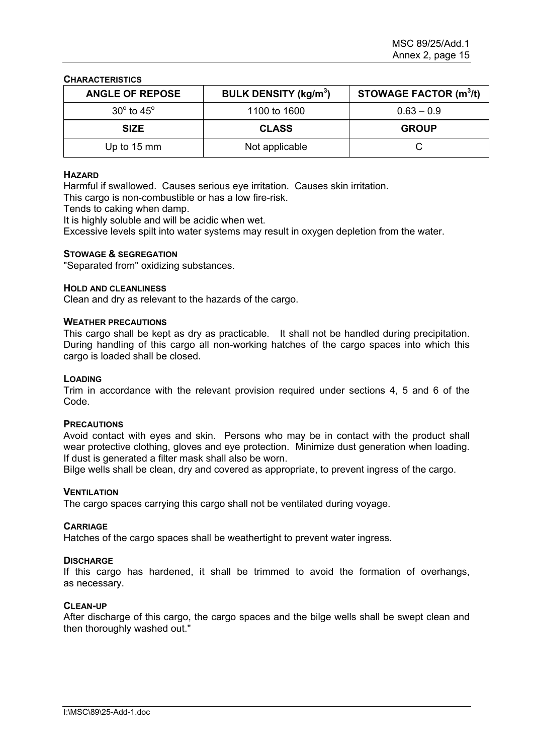**CHARACTERISTICS**

| ANGLE OF REPOSE | BULK DENSITY ($kg/m^3$) | STOWAGE FACTOR ($m^3/t$) |
|---|---|---|
| $30^o$ to $45^o$ | 1100 to 1600 | 0.63 – 0.9 |
| **SIZE** | **CLASS** | **GROUP** |
| Up to 15 mm | Not applicable | C |

**HAZARD**

Harmful if swallowed. Causes serious eye irritation. Causes skin irritation.
This cargo is non-combustible or has a low fire-risk.
Tends to caking when damp.
It is highly soluble and will be acidic when wet.
Excessive levels spilt into water systems may result in oxygen depletion from the water.

**STOWAGE & SEGREGATION**

"Separated from" oxidizing substances.

**HOLD AND CLEANLINESS**

Clean and dry as relevant to the hazards of the cargo.

**WEATHER PRECAUTIONS**

This cargo shall be kept as dry as practicable. It shall not be handled during precipitation. During handling of this cargo all non-working hatches of the cargo spaces into which this cargo is loaded shall be closed.

**LOADING**

Trim in accordance with the relevant provision required under sections 4, 5 and 6 of the Code.

**PRECAUTIONS**

Avoid contact with eyes and skin. Persons who may be in contact with the product shall wear protective clothing, gloves and eye protection. Minimize dust generation when loading. If dust is generated a filter mask shall also be worn.
Bilge wells shall be clean, dry and covered as appropriate, to prevent ingress of the cargo.

**VENTILATION**

The cargo spaces carrying this cargo shall not be ventilated during voyage.

**CARRIAGE**

Hatches of the cargo spaces shall be weathertight to prevent water ingress.

**DISCHARGE**

If this cargo has hardened, it shall be trimmed to avoid the formation of overhangs, as necessary.

**CLEAN-UP**

After discharge of this cargo, the cargo spaces and the bilge wells shall be swept clean and then thoroughly washed out."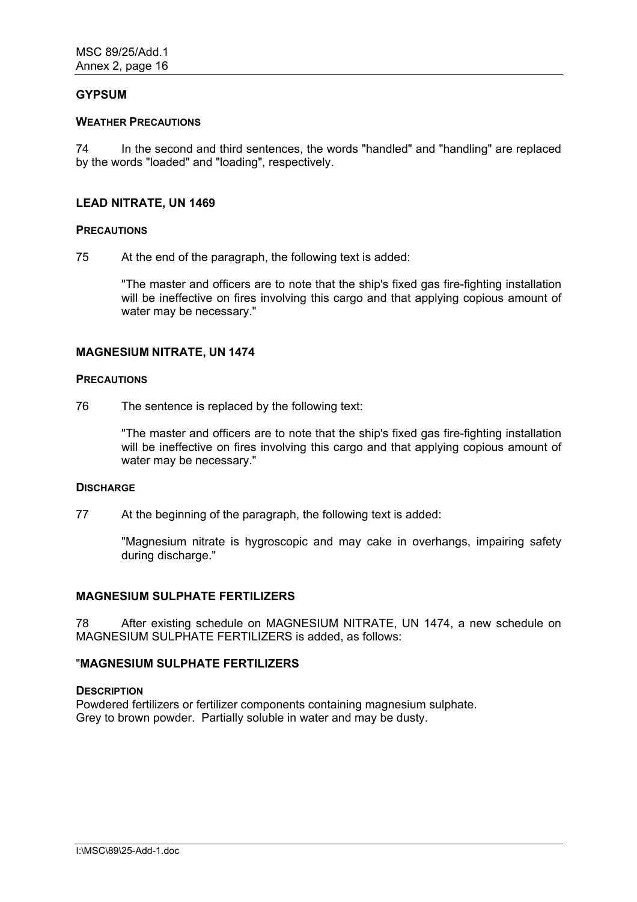**GYPSUM**

**WEATHER PRECAUTIONS**

74 In the second and third sentences, the words "handled" and "handling" are replaced by the words "loaded" and "loading", respectively.

**LEAD NITRATE, UN 1469**

**PRECAUTIONS**

75 At the end of the paragraph, the following text is added:

> "The master and officers are to note that the ship's fixed gas fire-fighting installation will be ineffective on fires involving this cargo and that applying copious amount of water may be necessary."

**MAGNESIUM NITRATE, UN 1474**

**PRECAUTIONS**

76 The sentence is replaced by the following text:

> "The master and officers are to note that the ship's fixed gas fire-fighting installation will be ineffective on fires involving this cargo and that applying copious amount of water may be necessary."

**DISCHARGE**

77 At the beginning of the paragraph, the following text is added:

> "Magnesium nitrate is hygroscopic and may cake in overhangs, impairing safety during discharge."

**MAGNESIUM SULPHATE FERTILIZERS**

78 After existing schedule on MAGNESIUM NITRATE, UN 1474, a new schedule on MAGNESIUM SULPHATE FERTILIZERS is added, as follows:

"**MAGNESIUM SULPHATE FERTILIZERS**

**DESCRIPTION**

Powdered fertilizers or fertilizer components containing magnesium sulphate.
Grey to brown powder. Partially soluble in water and may be dusty.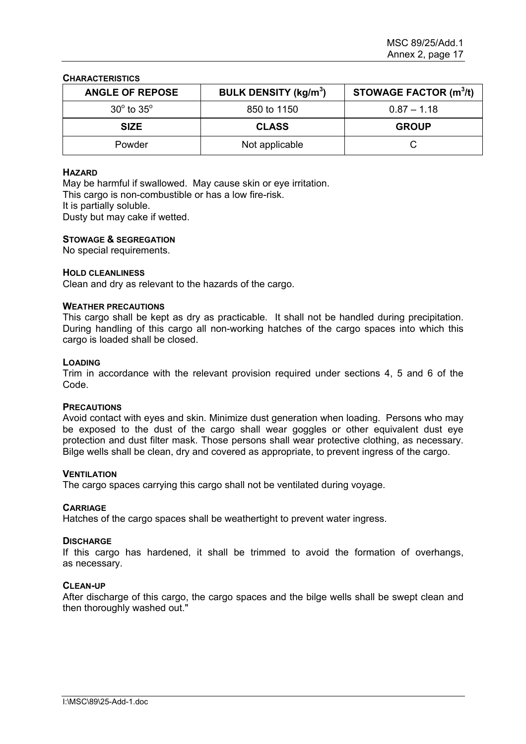**CHARACTERISTICS**

| ANGLE OF REPOSE | BULK DENSITY (kg/m$^3$) | STOWAGE FACTOR (m$^3$/t) |
|---|---|---|
| 30° to 35° | 850 to 1150 | 0.87 – 1.18 |
| **SIZE** | **CLASS** | **GROUP** |
| Powder | Not applicable | C |

**HAZARD**

May be harmful if swallowed. May cause skin or eye irritation.
This cargo is non-combustible or has a low fire-risk.
It is partially soluble.
Dusty but may cake if wetted.

**STOWAGE & SEGREGATION**

No special requirements.

**HOLD CLEANLINESS**

Clean and dry as relevant to the hazards of the cargo.

**WEATHER PRECAUTIONS**

This cargo shall be kept as dry as practicable. It shall not be handled during precipitation. During handling of this cargo all non-working hatches of the cargo spaces into which this cargo is loaded shall be closed.

**LOADING**

Trim in accordance with the relevant provision required under sections 4, 5 and 6 of the Code.

**PRECAUTIONS**

Avoid contact with eyes and skin. Minimize dust generation when loading. Persons who may be exposed to the dust of the cargo shall wear goggles or other equivalent dust eye protection and dust filter mask. Those persons shall wear protective clothing, as necessary. Bilge wells shall be clean, dry and covered as appropriate, to prevent ingress of the cargo.

**VENTILATION**

The cargo spaces carrying this cargo shall not be ventilated during voyage.

**CARRIAGE**

Hatches of the cargo spaces shall be weathertight to prevent water ingress.

**DISCHARGE**

If this cargo has hardened, it shall be trimmed to avoid the formation of overhangs, as necessary.

**CLEAN-UP**

After discharge of this cargo, the cargo spaces and the bilge wells shall be swept clean and then thoroughly washed out."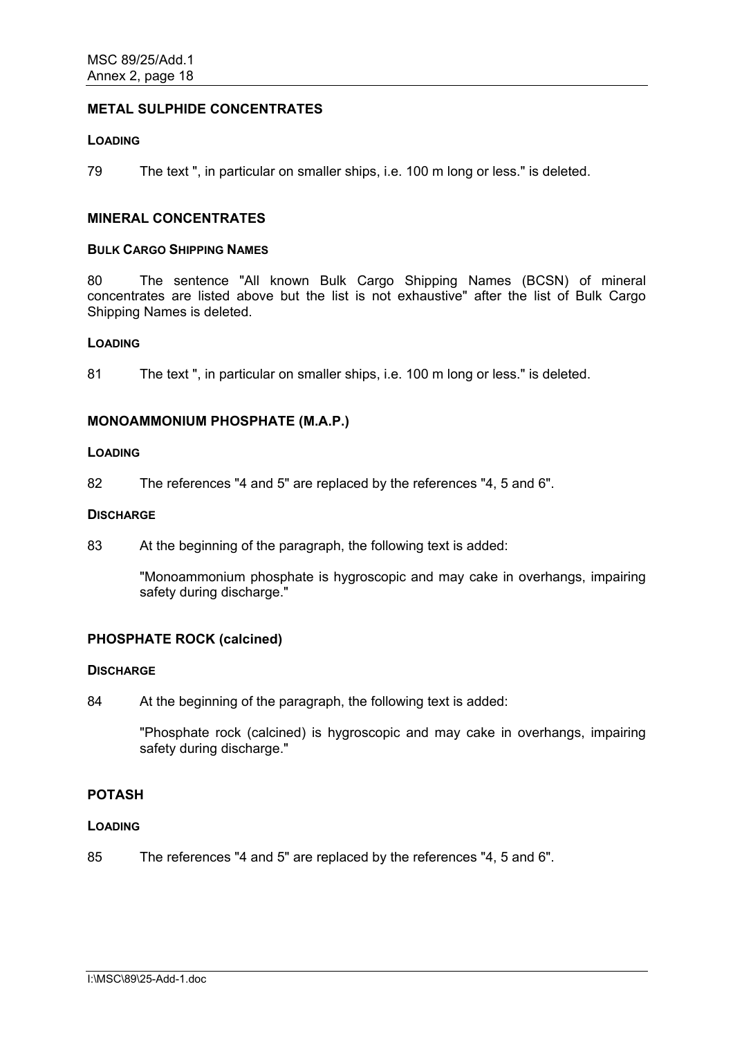## METAL SULPHIDE CONCENTRATES

### LOADING

79 The text ", in particular on smaller ships, i.e. 100 m long or less." is deleted.

## MINERAL CONCENTRATES

### BULK CARGO SHIPPING NAMES

80 The sentence "All known Bulk Cargo Shipping Names (BCSN) of mineral concentrates are listed above but the list is not exhaustive" after the list of Bulk Cargo Shipping Names is deleted.

### LOADING

81 The text ", in particular on smaller ships, i.e. 100 m long or less." is deleted.

## MONOAMMONIUM PHOSPHATE (M.A.P.)

### LOADING

82 The references "4 and 5" are replaced by the references "4, 5 and 6".

### DISCHARGE

83 At the beginning of the paragraph, the following text is added:

"Monoammonium phosphate is hygroscopic and may cake in overhangs, impairing safety during discharge."

## PHOSPHATE ROCK (calcined)

### DISCHARGE

84 At the beginning of the paragraph, the following text is added:

"Phosphate rock (calcined) is hygroscopic and may cake in overhangs, impairing safety during discharge."

## POTASH

### LOADING

85 The references "4 and 5" are replaced by the references "4, 5 and 6".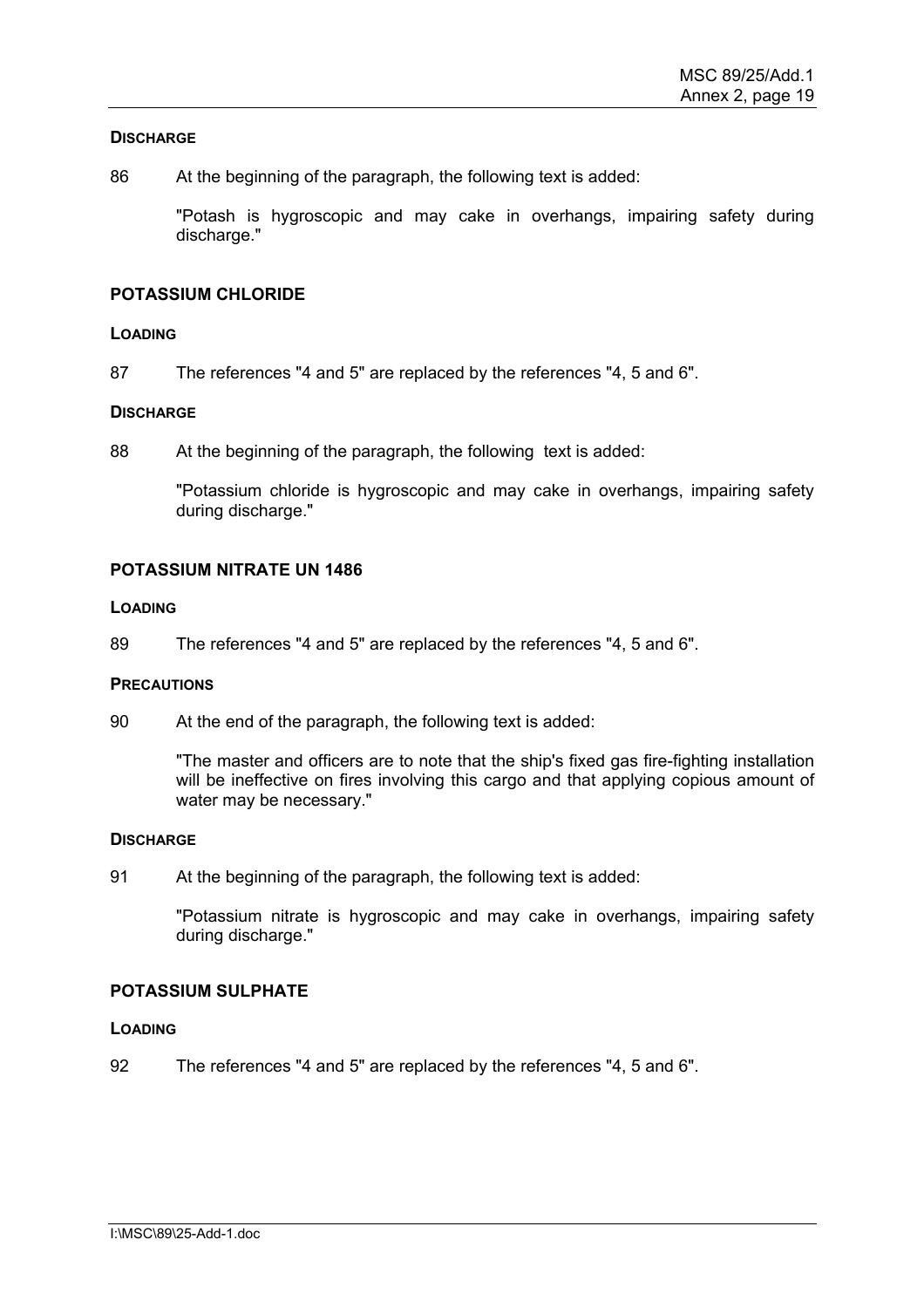**DISCHARGE**

86 At the beginning of the paragraph, the following text is added:

> "Potash is hygroscopic and may cake in overhangs, impairing safety during discharge."

## POTASSIUM CHLORIDE

**LOADING**

87 The references "4 and 5" are replaced by the references "4, 5 and 6".

**DISCHARGE**

88 At the beginning of the paragraph, the following text is added:

> "Potassium chloride is hygroscopic and may cake in overhangs, impairing safety during discharge."

## POTASSIUM NITRATE UN 1486

**LOADING**

89 The references "4 and 5" are replaced by the references "4, 5 and 6".

**PRECAUTIONS**

90 At the end of the paragraph, the following text is added:

> "The master and officers are to note that the ship's fixed gas fire-fighting installation will be ineffective on fires involving this cargo and that applying copious amount of water may be necessary."

**DISCHARGE**

91 At the beginning of the paragraph, the following text is added:

> "Potassium nitrate is hygroscopic and may cake in overhangs, impairing safety during discharge."

## POTASSIUM SULPHATE

**LOADING**

92 The references "4 and 5" are replaced by the references "4, 5 and 6".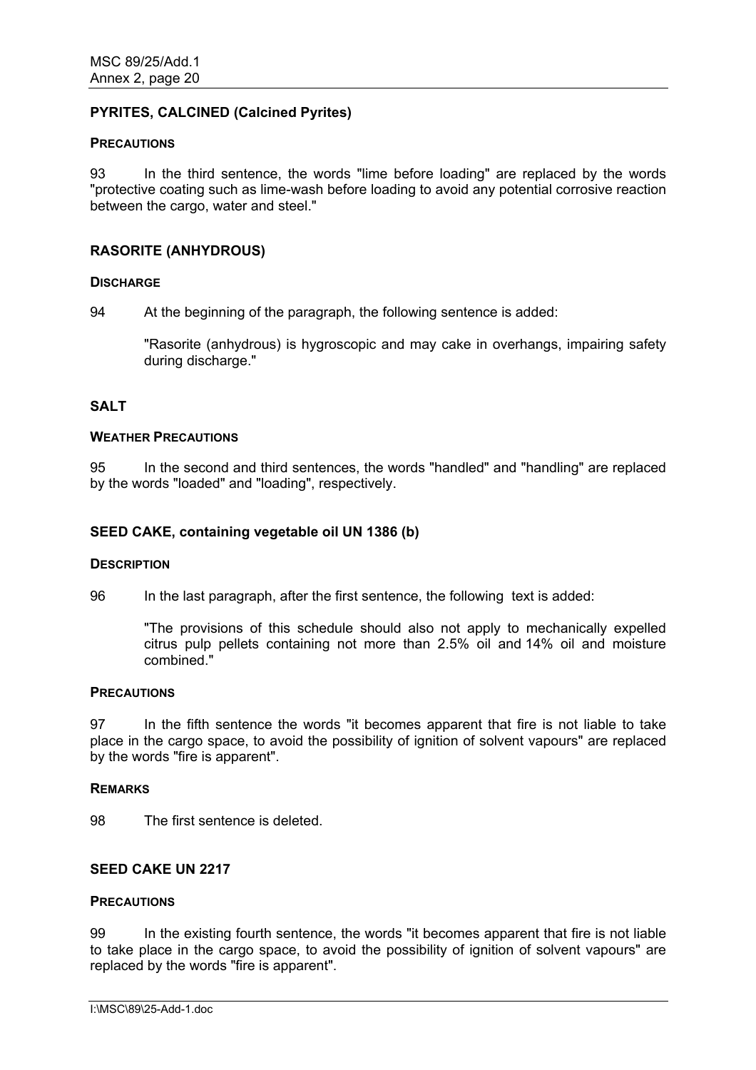## PYRITES, CALCINED (Calcined Pyrites)

### PRECAUTIONS

93 In the third sentence, the words "lime before loading" are replaced by the words "protective coating such as lime-wash before loading to avoid any potential corrosive reaction between the cargo, water and steel."

## RASORITE (ANHYDROUS)

### DISCHARGE

94 At the beginning of the paragraph, the following sentence is added:

> "Rasorite (anhydrous) is hygroscopic and may cake in overhangs, impairing safety during discharge."

## SALT

### WEATHER PRECAUTIONS

95 In the second and third sentences, the words "handled" and "handling" are replaced by the words "loaded" and "loading", respectively.

## SEED CAKE, containing vegetable oil UN 1386 (b)

### DESCRIPTION

96 In the last paragraph, after the first sentence, the following text is added:

> "The provisions of this schedule should also not apply to mechanically expelled citrus pulp pellets containing not more than 2.5% oil and 14% oil and moisture combined."

### PRECAUTIONS

97 In the fifth sentence the words "it becomes apparent that fire is not liable to take place in the cargo space, to avoid the possibility of ignition of solvent vapours" are replaced by the words "fire is apparent".

### REMARKS

98 The first sentence is deleted.

## SEED CAKE UN 2217

### PRECAUTIONS

99 In the existing fourth sentence, the words "it becomes apparent that fire is not liable to take place in the cargo space, to avoid the possibility of ignition of solvent vapours" are replaced by the words "fire is apparent".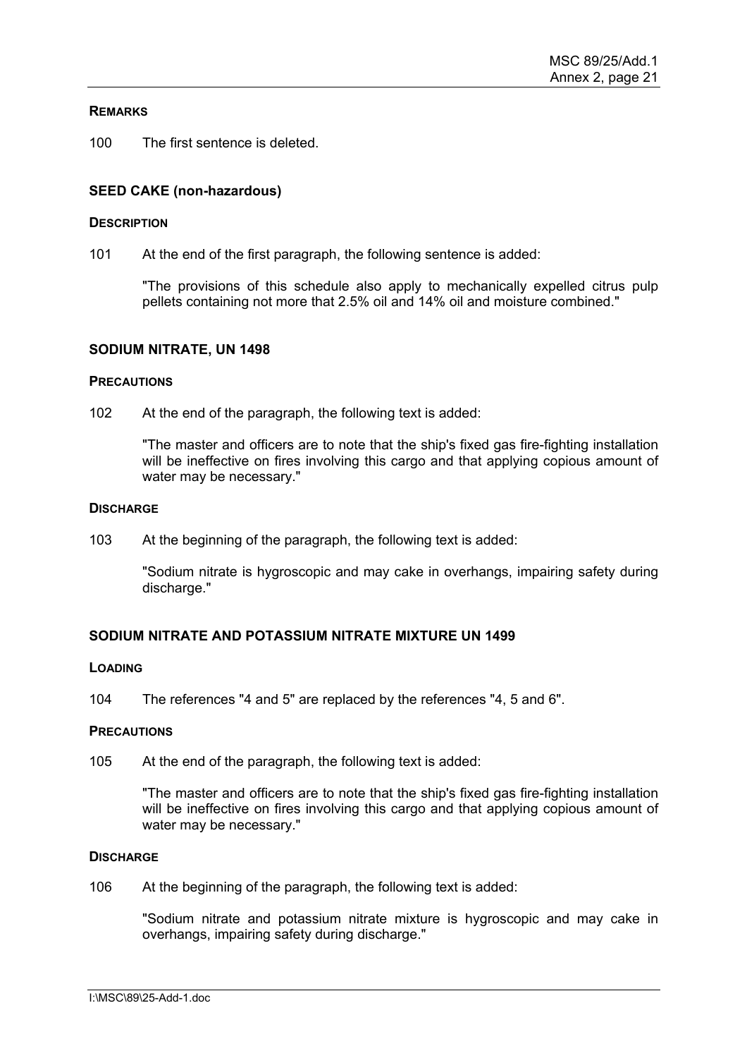**REMARKS**

100 The first sentence is deleted.

### SEED CAKE (non-hazardous)

**DESCRIPTION**

101 At the end of the first paragraph, the following sentence is added:

> "The provisions of this schedule also apply to mechanically expelled citrus pulp pellets containing not more that 2.5% oil and 14% oil and moisture combined."

### SODIUM NITRATE, UN 1498

**PRECAUTIONS**

102 At the end of the paragraph, the following text is added:

> "The master and officers are to note that the ship's fixed gas fire-fighting installation will be ineffective on fires involving this cargo and that applying copious amount of water may be necessary."

**DISCHARGE**

103 At the beginning of the paragraph, the following text is added:

> "Sodium nitrate is hygroscopic and may cake in overhangs, impairing safety during discharge."

### SODIUM NITRATE AND POTASSIUM NITRATE MIXTURE UN 1499

**LOADING**

104 The references "4 and 5" are replaced by the references "4, 5 and 6".

**PRECAUTIONS**

105 At the end of the paragraph, the following text is added:

> "The master and officers are to note that the ship's fixed gas fire-fighting installation will be ineffective on fires involving this cargo and that applying copious amount of water may be necessary."

**DISCHARGE**

106 At the beginning of the paragraph, the following text is added:

> "Sodium nitrate and potassium nitrate mixture is hygroscopic and may cake in overhangs, impairing safety during discharge."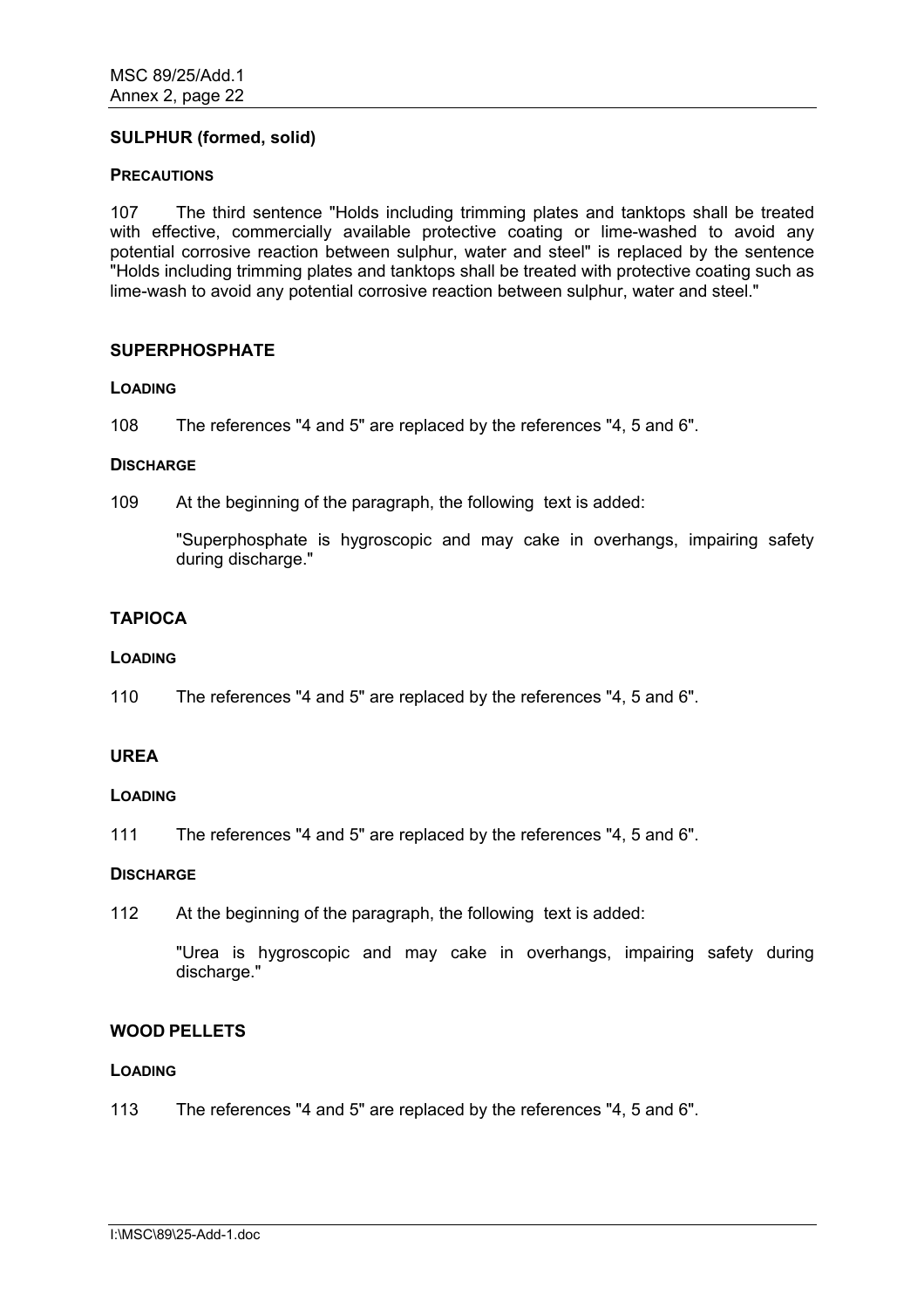**SULPHUR (formed, solid)**

**PRECAUTIONS**

107 The third sentence "Holds including trimming plates and tanktops shall be treated with effective, commercially available protective coating or lime-washed to avoid any potential corrosive reaction between sulphur, water and steel" is replaced by the sentence "Holds including trimming plates and tanktops shall be treated with protective coating such as lime-wash to avoid any potential corrosive reaction between sulphur, water and steel."

**SUPERPHOSPHATE**

**LOADING**

108 The references "4 and 5" are replaced by the references "4, 5 and 6".

**DISCHARGE**

109 At the beginning of the paragraph, the following text is added:

> "Superphosphate is hygroscopic and may cake in overhangs, impairing safety during discharge."

**TAPIOCA**

**LOADING**

110 The references "4 and 5" are replaced by the references "4, 5 and 6".

**UREA**

**LOADING**

111 The references "4 and 5" are replaced by the references "4, 5 and 6".

**DISCHARGE**

112 At the beginning of the paragraph, the following text is added:

> "Urea is hygroscopic and may cake in overhangs, impairing safety during discharge."

**WOOD PELLETS**

**LOADING**

113 The references "4 and 5" are replaced by the references "4, 5 and 6".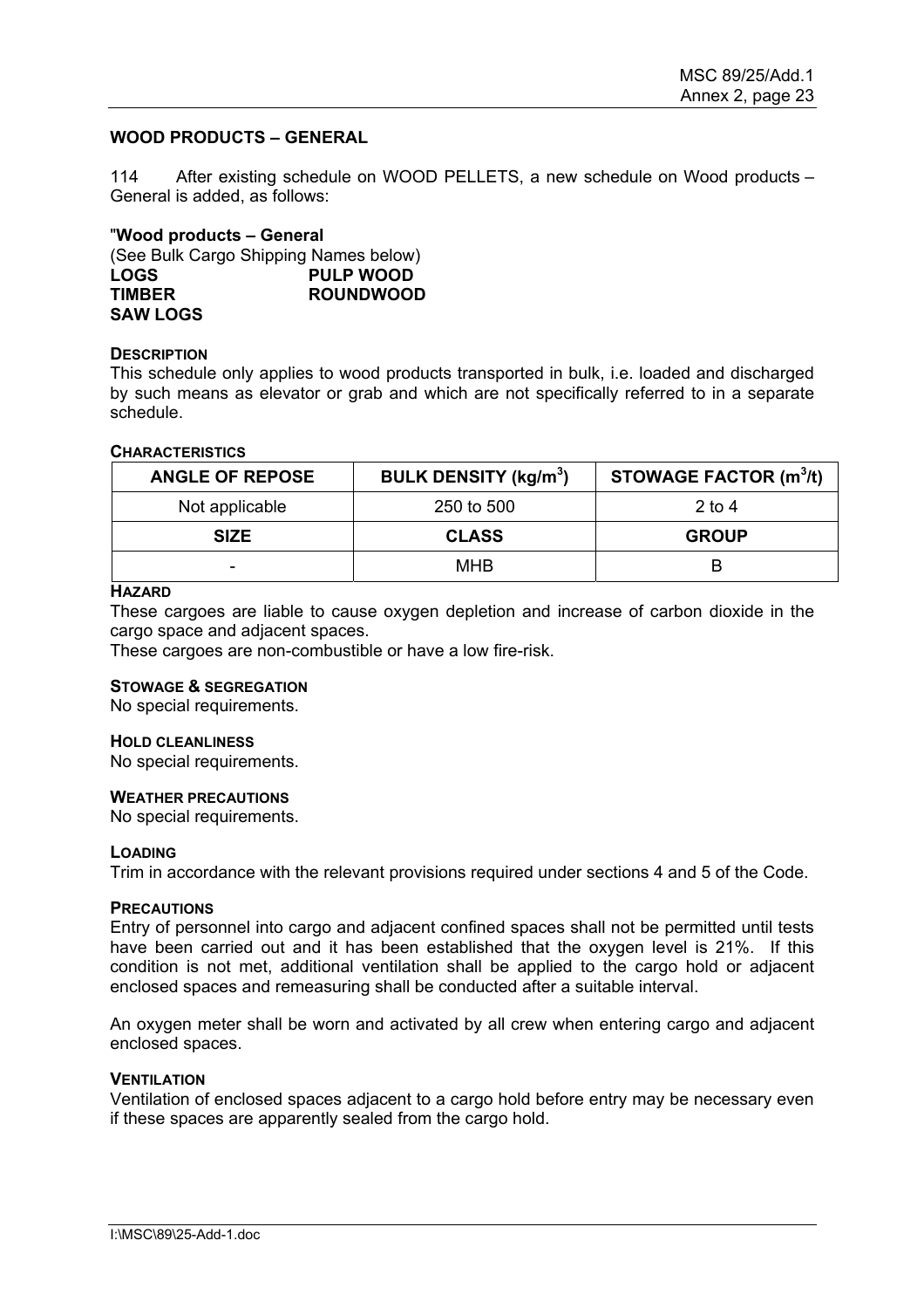## WOOD PRODUCTS – GENERAL

114 After existing schedule on WOOD PELLETS, a new schedule on Wood products – General is added, as follows:

"**Wood products – General**

(See Bulk Cargo Shipping Names below)

| | |
|---|---|
| **LOGS** | **PULP WOOD** |
| **TIMBER** | **ROUNDWOOD** |
| **SAW LOGS** | |

**DESCRIPTION**

This schedule only applies to wood products transported in bulk, i.e. loaded and discharged by such means as elevator or grab and which are not specifically referred to in a separate schedule.

**CHARACTERISTICS**

| ANGLE OF REPOSE | BULK DENSITY (kg/m$^3$) | STOWAGE FACTOR (m$^3$/t) |
|---|---|---|
| Not applicable | 250 to 500 | 2 to 4 |
| **SIZE** | **CLASS** | **GROUP** |
| - | MHB | B |

**HAZARD**

These cargoes are liable to cause oxygen depletion and increase of carbon dioxide in the cargo space and adjacent spaces.

These cargoes are non-combustible or have a low fire-risk.

**STOWAGE & SEGREGATION**

No special requirements.

**HOLD CLEANLINESS**

No special requirements.

**WEATHER PRECAUTIONS**

No special requirements.

**LOADING**

Trim in accordance with the relevant provisions required under sections 4 and 5 of the Code.

**PRECAUTIONS**

Entry of personnel into cargo and adjacent confined spaces shall not be permitted until tests have been carried out and it has been established that the oxygen level is 21%. If this condition is not met, additional ventilation shall be applied to the cargo hold or adjacent enclosed spaces and remeasuring shall be conducted after a suitable interval.

An oxygen meter shall be worn and activated by all crew when entering cargo and adjacent enclosed spaces.

**VENTILATION**

Ventilation of enclosed spaces adjacent to a cargo hold before entry may be necessary even if these spaces are apparently sealed from the cargo hold.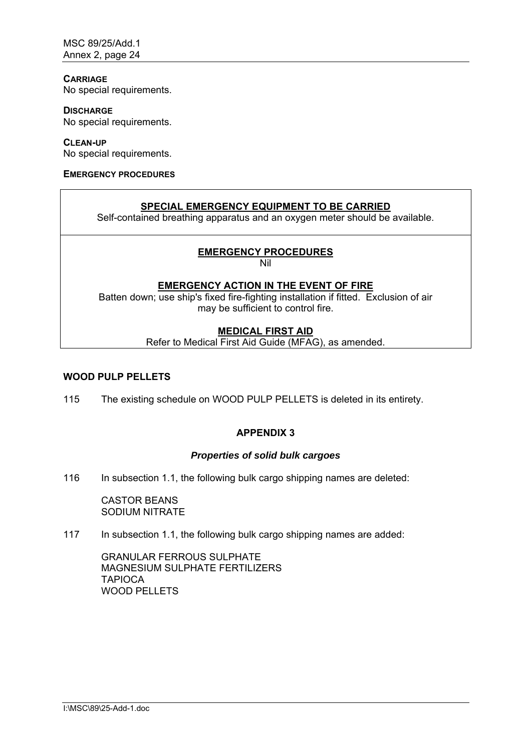**CARRIAGE**

No special requirements.

**DISCHARGE**

No special requirements.

**CLEAN-UP**

No special requirements.

**EMERGENCY PROCEDURES**

| **SPECIAL EMERGENCY EQUIPMENT TO BE CARRIED** |
|---|
| Self-contained breathing apparatus and an oxygen meter should be available. |
| **EMERGENCY PROCEDURES**<br>Nil<br><br>**EMERGENCY ACTION IN THE EVENT OF FIRE**<br>Batten down; use ship's fixed fire-fighting installation if fitted. Exclusion of air may be sufficient to control fire.<br><br>**MEDICAL FIRST AID**<br>Refer to Medical First Aid Guide (MFAG), as amended. |

**WOOD PULP PELLETS**

115 The existing schedule on WOOD PULP PELLETS is deleted in its entirety.

**APPENDIX 3**

***Properties of solid bulk cargoes***

116 In subsection 1.1, the following bulk cargo shipping names are deleted:

CASTOR BEANS
SODIUM NITRATE

117 In subsection 1.1, the following bulk cargo shipping names are added:

GRANULAR FERROUS SULPHATE
MAGNESIUM SULPHATE FERTILIZERS
TAPIOCA
WOOD PELLETS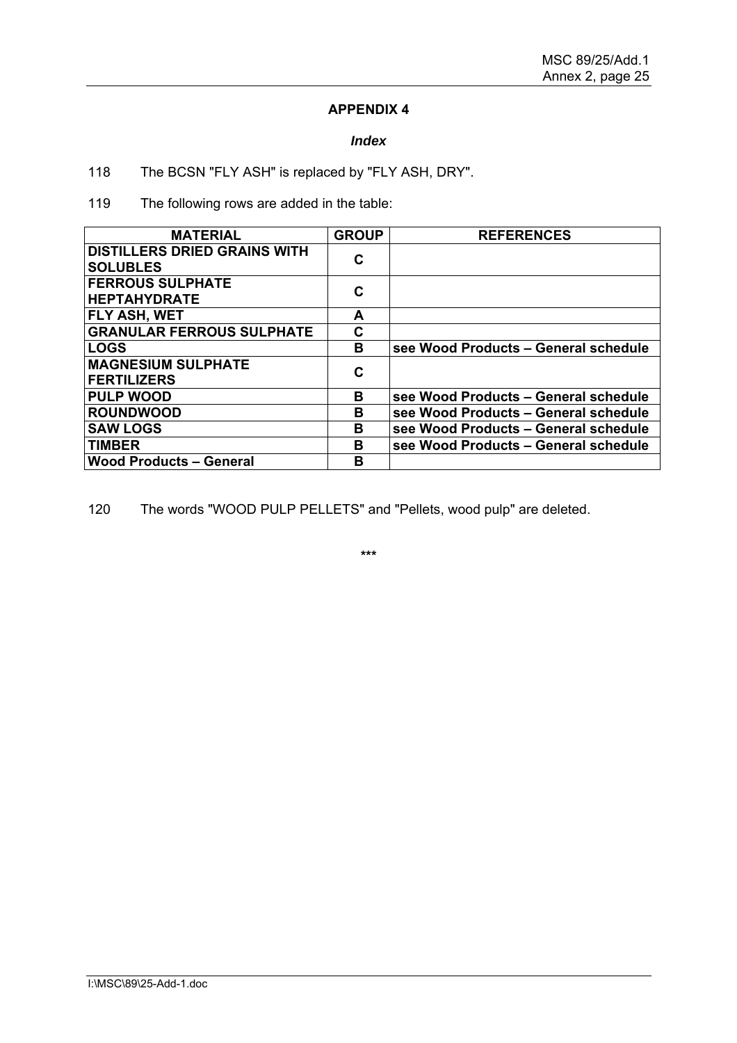## APPENDIX 4

### *Index*

118 The BCSN "FLY ASH" is replaced by "FLY ASH, DRY".

119 The following rows are added in the table:

| MATERIAL | GROUP | REFERENCES |
|---|---|---|
| **DISTILLERS DRIED GRAINS WITH SOLUBLES** | **C** | |
| **FERROUS SULPHATE HEPTAHYDRATE** | **C** | |
| **FLY ASH, WET** | **A** | |
| **GRANULAR FERROUS SULPHATE** | **C** | |
| **LOGS** | **B** | **see Wood Products – General schedule** |
| **MAGNESIUM SULPHATE FERTILIZERS** | **C** | |
| **PULP WOOD** | **B** | **see Wood Products – General schedule** |
| **ROUNDWOOD** | **B** | **see Wood Products – General schedule** |
| **SAW LOGS** | **B** | **see Wood Products – General schedule** |
| **TIMBER** | **B** | **see Wood Products – General schedule** |
| **Wood Products – General** | **B** | |

120 The words "WOOD PULP PELLETS" and "Pellets, wood pulp" are deleted.

\*\*\*